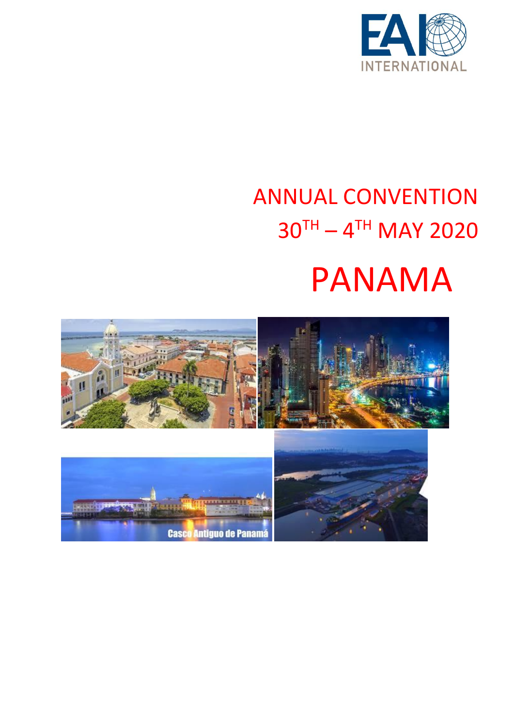EAI INTERNATIONAL

# ANNUAL CONVENTION

## 30TH – 4TH MAY 2020

# PANAMA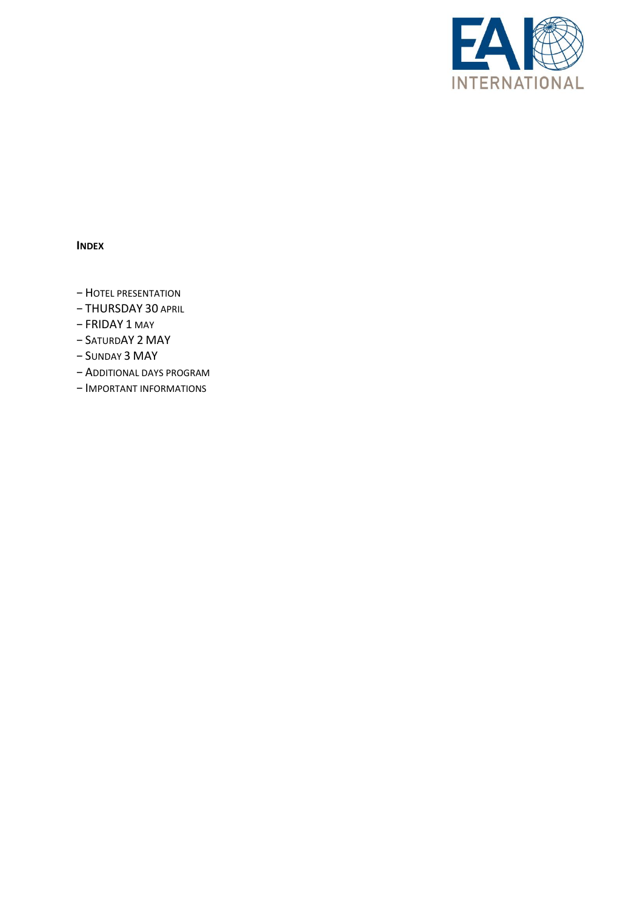**INDEX**

– HOTEL PRESENTATION
– THURSDAY 30 APRIL
– FRIDAY 1 MAY
– SATURDAY 2 MAY
– SUNDAY 3 MAY
– ADDITIONAL DAYS PROGRAM
– IMPORTANT INFORMATIONS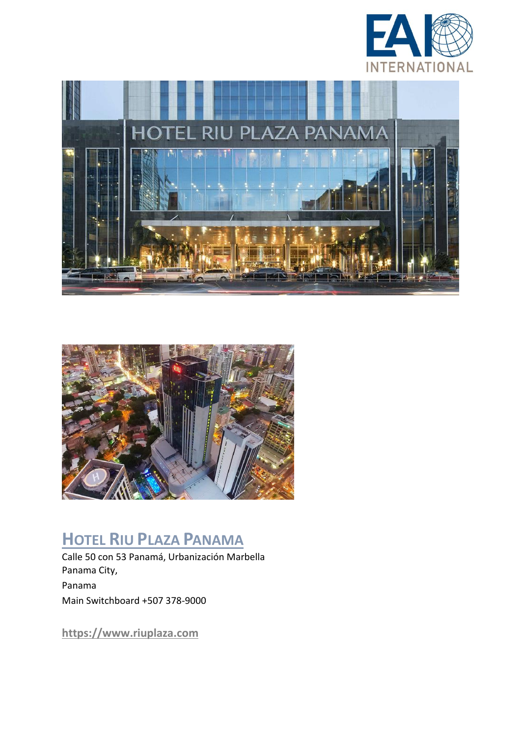## Hotel Riu Plaza Panama

Calle 50 con 53 Panamá, Urbanización Marbella
Panama City,
Panama
Main Switchboard +507 378-9000

**https://www.riuplaza.com**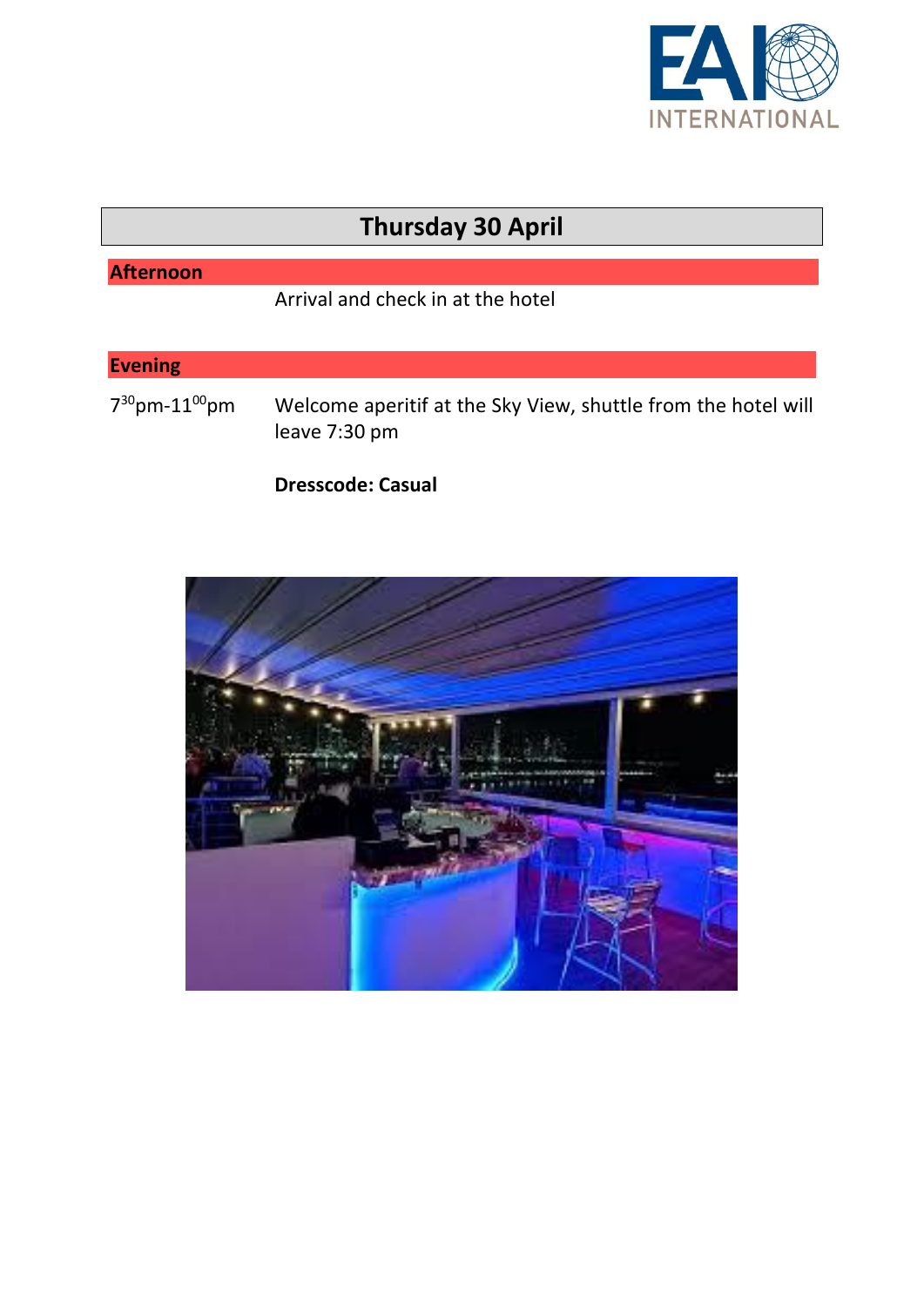## Thursday 30 April

### Afternoon

Arrival and check in at the hotel

### Evening

| | |
|---|---|
| 7:30pm-11:00pm | Welcome aperitif at the Sky View, shuttle from the hotel will leave 7:30 pm |
| | **Dresscode: Casual** |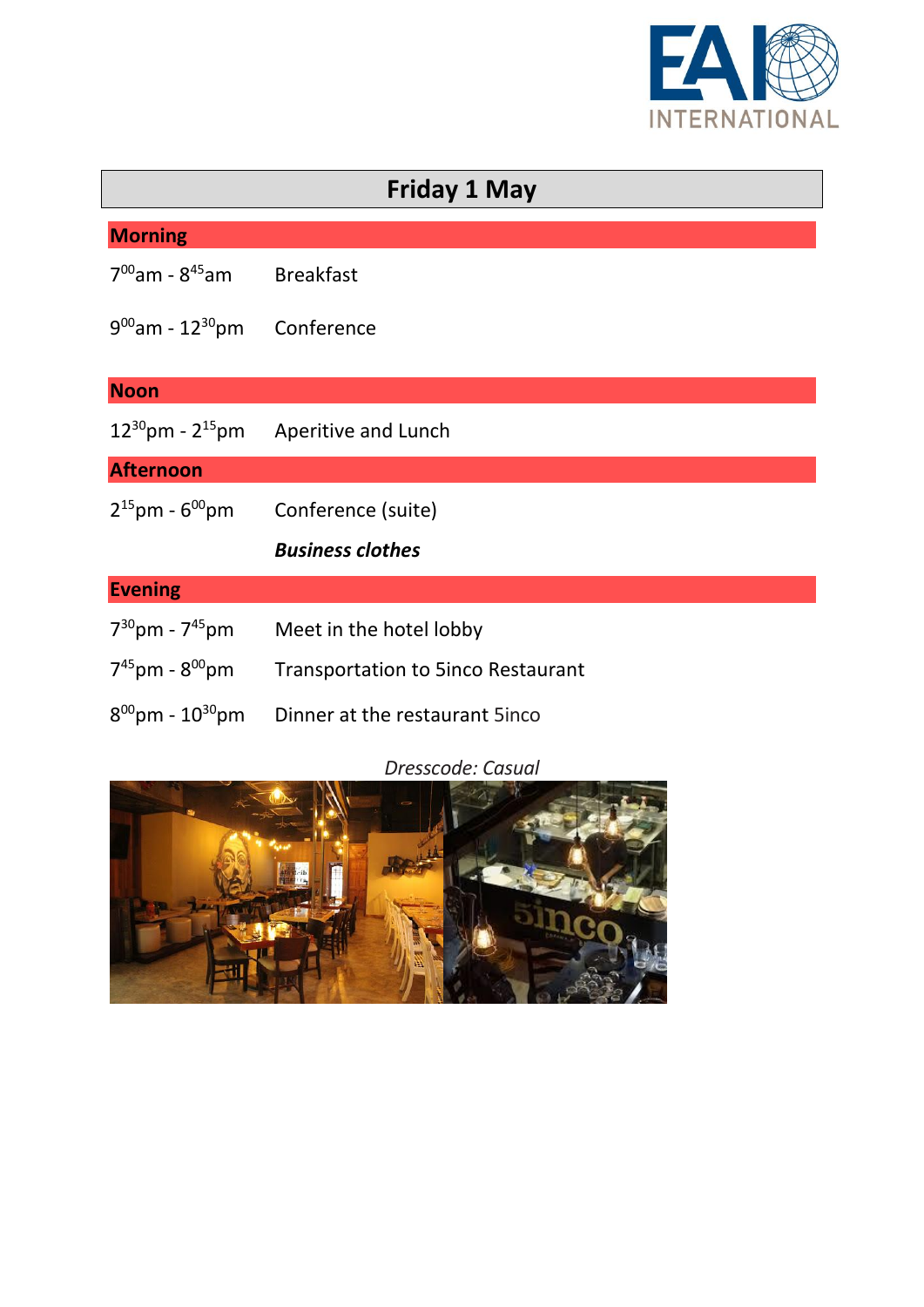# Friday 1 May

## Morning

$7^{00}$am - $8^{45}$am Breakfast

$9^{00}$am - $12^{30}$pm Conference

## Noon

$12^{30}$pm - $2^{15}$pm Aperitive and Lunch

## Afternoon

$2^{15}$pm - $6^{00}$pm Conference (suite)

***Business clothes***

## Evening

$7^{30}$pm - $7^{45}$pm Meet in the hotel lobby

$7^{45}$pm - $8^{00}$pm Transportation to 5inco Restaurant

$8^{00}$pm - $10^{30}$pm Dinner at the restaurant 5inco

*Dresscode: Casual*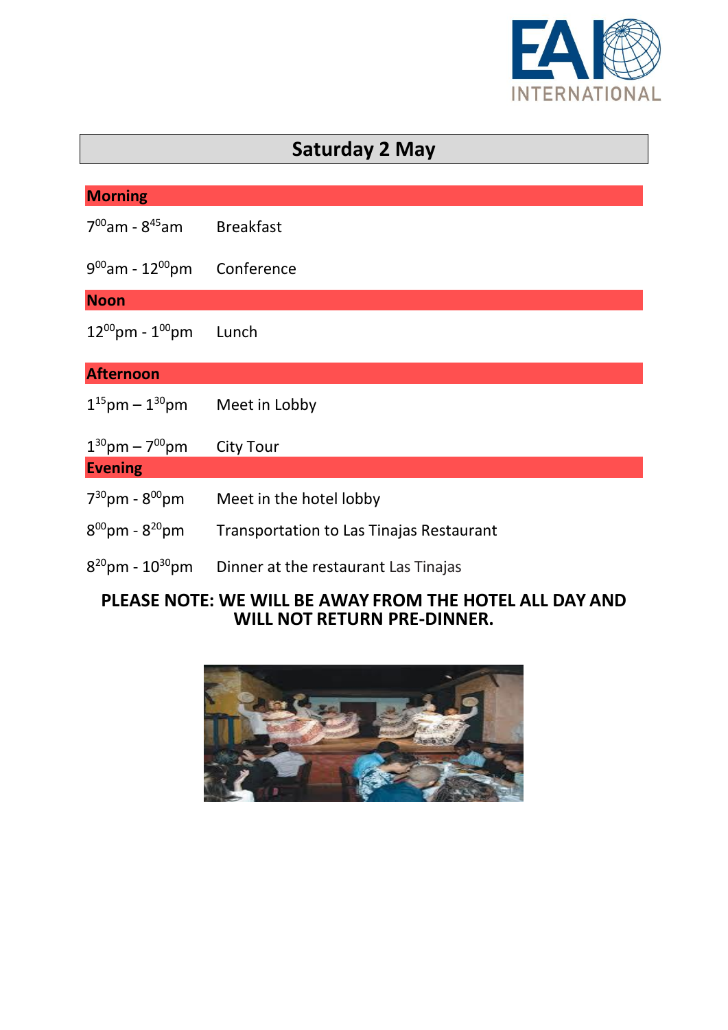# Saturday 2 May

## Morning

| | |
|---|---|
| $7^{00}$am - $8^{45}$am | Breakfast |
| $9^{00}$am - $12^{00}$pm | Conference |

## Noon

| | |
|---|---|
| $12^{00}$pm - $1^{00}$pm | Lunch |

## Afternoon

| | |
|---|---|
| $1^{15}$pm – $1^{30}$pm | Meet in Lobby |
| $1^{30}$pm – $7^{00}$pm | City Tour |

## Evening

| | |
|---|---|
| $7^{30}$pm - $8^{00}$pm | Meet in the hotel lobby |
| $8^{00}$pm - $8^{20}$pm | Transportation to Las Tinajas Restaurant |
| $8^{20}$pm - $10^{30}$pm | Dinner at the restaurant Las Tinajas |

**PLEASE NOTE: WE WILL BE AWAY FROM THE HOTEL ALL DAY AND WILL NOT RETURN PRE-DINNER.**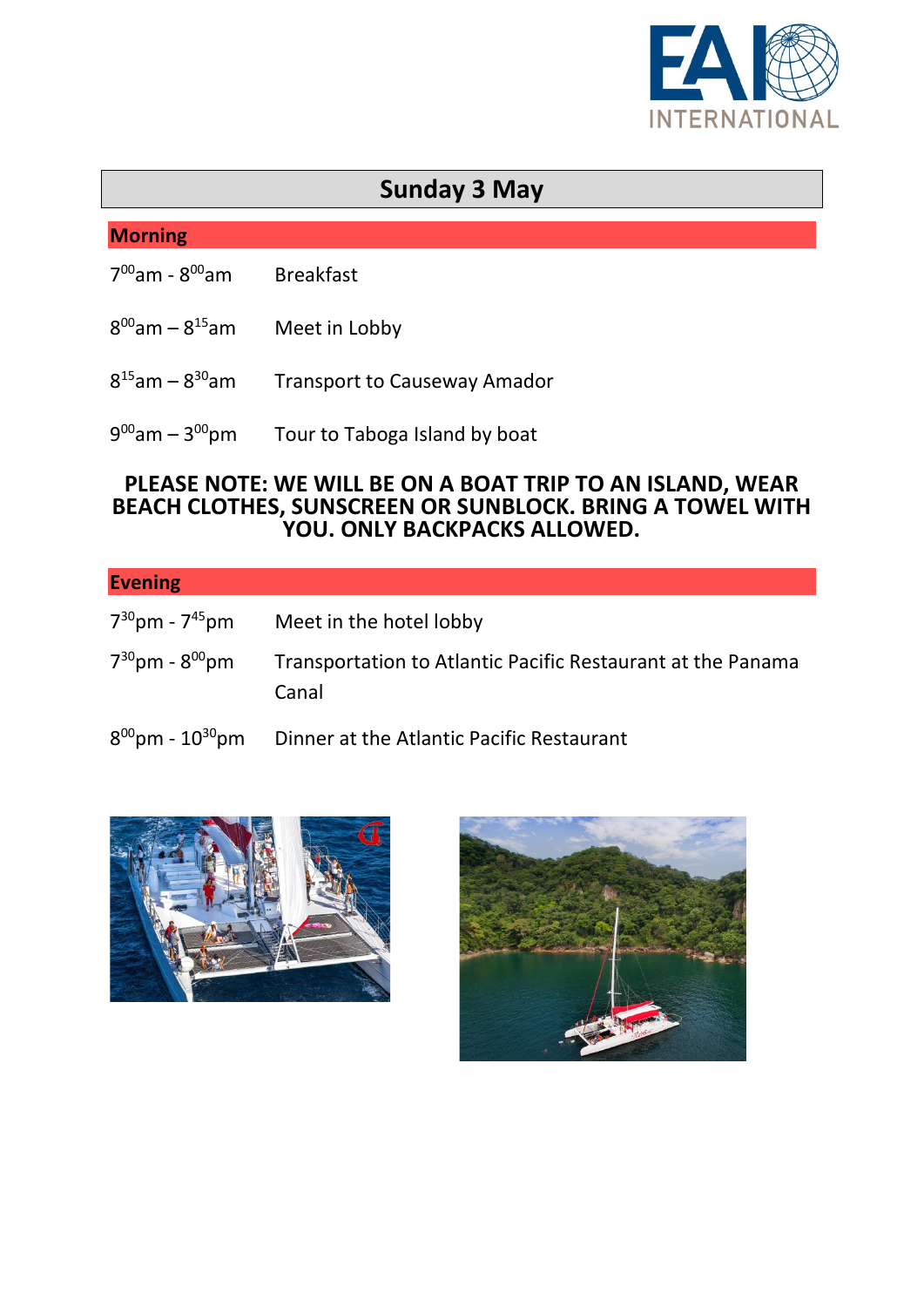# Sunday 3 May

## Morning

| | |
|---|---|
| $7^{00}$am - $8^{00}$am | Breakfast |
| $8^{00}$am – $8^{15}$am | Meet in Lobby |
| $8^{15}$am – $8^{30}$am | Transport to Causeway Amador |
| $9^{00}$am – $3^{00}$pm | Tour to Taboga Island by boat |

**PLEASE NOTE: WE WILL BE ON A BOAT TRIP TO AN ISLAND, WEAR BEACH CLOTHES, SUNSCREEN OR SUNBLOCK. BRING A TOWEL WITH YOU. ONLY BACKPACKS ALLOWED.**

## Evening

| | |
|---|---|
| $7^{30}$pm - $7^{45}$pm | Meet in the hotel lobby |
| $7^{30}$pm - $8^{00}$pm | Transportation to Atlantic Pacific Restaurant at the Panama Canal |
| $8^{00}$pm - $10^{30}$pm | Dinner at the Atlantic Pacific Restaurant |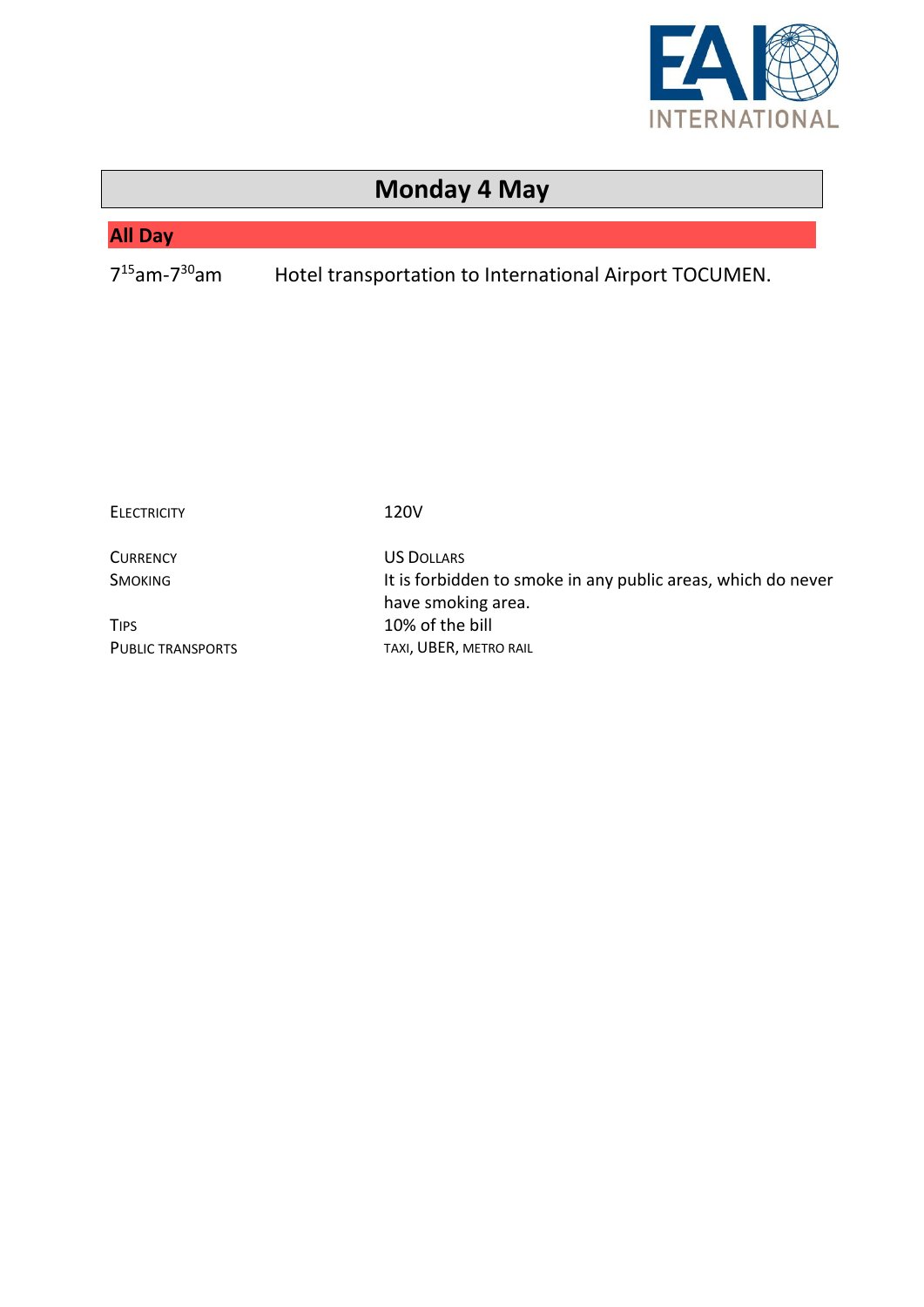## Monday 4 May

**All Day**

7:15am-7:30am Hotel transportation to International Airport TOCUMEN.

| | |
|---|---|
| ELECTRICITY | 120V |
| CURRENCY | US DOLLARS |
| SMOKING | It is forbidden to smoke in any public areas, which do never have smoking area. |
| TIPS | 10% of the bill |
| PUBLIC TRANSPORTS | TAXI, UBER, METRO RAIL |